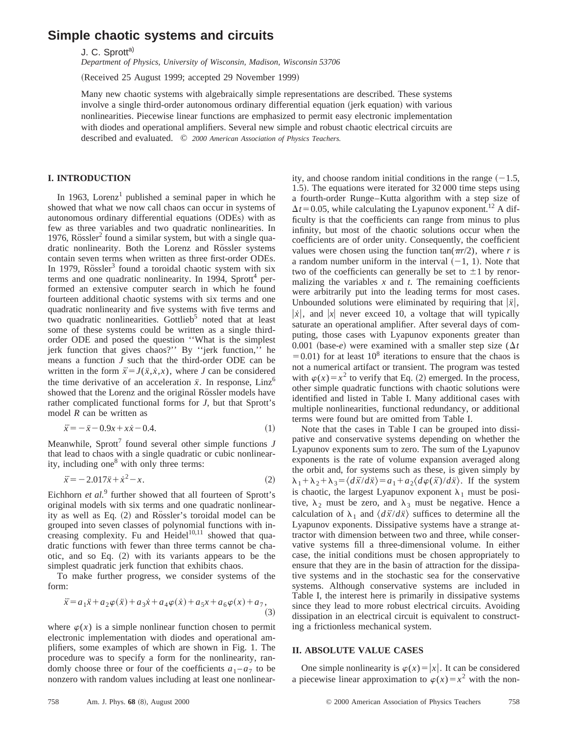# Simple chaotic systems and circuits

J. C. Sprott[a)]

*Department of Physics, University of Wisconsin, Madison, Wisconsin 53706*

(Received 25 August 1999; accepted 29 November 1999)

Many new chaotic systems with algebraically simple representations are described. These systems involve a single third-order autonomous ordinary differential equation (jerk equation) with various nonlinearities. Piecewise linear functions are emphasized to permit easy electronic implementation with diodes and operational amplifiers. Several new simple and robust chaotic electrical circuits are described and evaluated. © *2000 American Association of Physics Teachers.*

## I. INTRODUCTION

In 1963, Lorenz[1] published a seminal paper in which he showed that what we now call chaos can occur in systems of autonomous ordinary differential equations (ODEs) with as few as three variables and two quadratic nonlinearities. In 1976, Rössler[2] found a similar system, but with a single quadratic nonlinearity. Both the Lorenz and Rössler systems contain seven terms when written as three first-order ODEs. In 1979, Rössler[3] found a toroidal chaotic system with six terms and one quadratic nonlinearity. In 1994, Sprott[4] performed an extensive computer search in which he found fourteen additional chaotic systems with six terms and one quadratic nonlinearity and five systems with five terms and two quadratic nonlinearities. Gottlieb[5] noted that at least some of these systems could be written as a single third-order ODE and posed the question ''What is the simplest jerk function that gives chaos?'' By ''jerk function,'' he means a function $J$ such that the third-order ODE can be written in the form $\dddot{x}=J(\ddot{x},\dot{x},x)$, where $J$ can be considered the time derivative of an acceleration $\ddot{x}$. In response, Linz[6] showed that the Lorenz and the original Rössler models have rather complicated functional forms for $J$, but that Sprott's model $R$ can be written as

$$\dddot{x}=-\ddot{x}-0.9x+x\dot{x}-0.4. \tag{1}$$

Meanwhile, Sprott[7] found several other simple functions $J$ that lead to chaos with a single quadratic or cubic nonlinearity, including one[8] with only three terms:

$$\dddot{x}=-2.017\ddot{x}+\dot{x}^2-x. \tag{2}$$

Eichhorn *et al.*[9] further showed that all fourteen of Sprott's original models with six terms and one quadratic nonlinearity as well as Eq. (2) and Rössler's toroidal model can be grouped into seven classes of polynomial functions with increasing complexity. Fu and Heidel[10,11] showed that quadratic functions with fewer than three terms cannot be chaotic, and so Eq. (2) with its variants appears to be the simplest quadratic jerk function that exhibits chaos.

To make further progress, we consider systems of the form:

$$\dddot{x}=a_1\ddot{x}+a_2\varphi(\ddot{x})+a_3\dot{x}+a_4\varphi(\dot{x})+a_5x+a_6\varphi(x)+a_7, \tag{3}$$

where $\varphi(x)$ is a simple nonlinear function chosen to permit electronic implementation with diodes and operational amplifiers, some examples of which are shown in Fig. 1. The procedure was to specify a form for the nonlinearity, randomly choose three or four of the coefficients $a_1$–$a_7$ to be nonzero with random values including at least one nonlinearity, and choose random initial conditions in the range (−1.5, 1.5). The equations were iterated for 32 000 time steps using a fourth-order Runge–Kutta algorithm with a step size of $\Delta t=0.05$, while calculating the Lyapunov exponent.[12] A difficulty is that the coefficients can range from minus to plus infinity, but most of the chaotic solutions occur when the coefficients are of order unity. Consequently, the coefficient values were chosen using the function $\tan(\pi r/2)$, where $r$ is a random number uniform in the interval (−1, 1). Note that two of the coefficients can generally be set to $\pm 1$ by renormalizing the variables $x$ and $t$. The remaining coefficients were arbitrarily put into the leading terms for most cases. Unbounded solutions were eliminated by requiring that $|\ddot{x}|$, $|\dot{x}|$, and $|x|$ never exceed 10, a voltage that will typically saturate an operational amplifier. After several days of computing, those cases with Lyapunov exponents greater than 0.001 (base-$e$) were examined with a smaller step size ($\Delta t=0.01$) for at least $10^8$ iterations to ensure that the chaos is not a numerical artifact or transient. The program was tested with $\varphi(x)=x^2$ to verify that Eq. (2) emerged. In the process, other simple quadratic functions with chaotic solutions were identified and listed in Table I. Many additional cases with multiple nonlinearities, functional redundancy, or additional terms were found but are omitted from Table I.

Note that the cases in Table I can be grouped into dissipative and conservative systems depending on whether the Lyapunov exponents sum to zero. The sum of the Lyapunov exponents is the rate of volume expansion averaged along the orbit and, for systems such as these, is given simply by $\lambda_1+\lambda_2+\lambda_3=\langle d\dddot{x}/d\ddot{x}\rangle=a_1+a_2\langle d\varphi(\ddot{x})/d\ddot{x}\rangle$. If the system is chaotic, the largest Lyapunov exponent $\lambda_1$ must be positive, $\lambda_2$ must be zero, and $\lambda_3$ must be negative. Hence a calculation of $\lambda_1$ and $\langle d\dddot{x}/d\ddot{x}\rangle$ suffices to determine all the Lyapunov exponents. Dissipative systems have a strange attractor with dimension between two and three, while conservative systems fill a three-dimensional volume. In either case, the initial conditions must be chosen appropriately to ensure that they are in the basin of attraction for the dissipative systems and in the stochastic sea for the conservative systems. Although conservative systems are included in Table I, the interest here is primarily in dissipative systems since they lead to more robust electrical circuits. Avoiding dissipation in an electrical circuit is equivalent to constructing a frictionless mechanical system.

## II. ABSOLUTE VALUE CASES

One simple nonlinearity is $\varphi(x)=|x|$. It can be considered a piecewise linear approximation to $\varphi(x)=x^2$ with the non-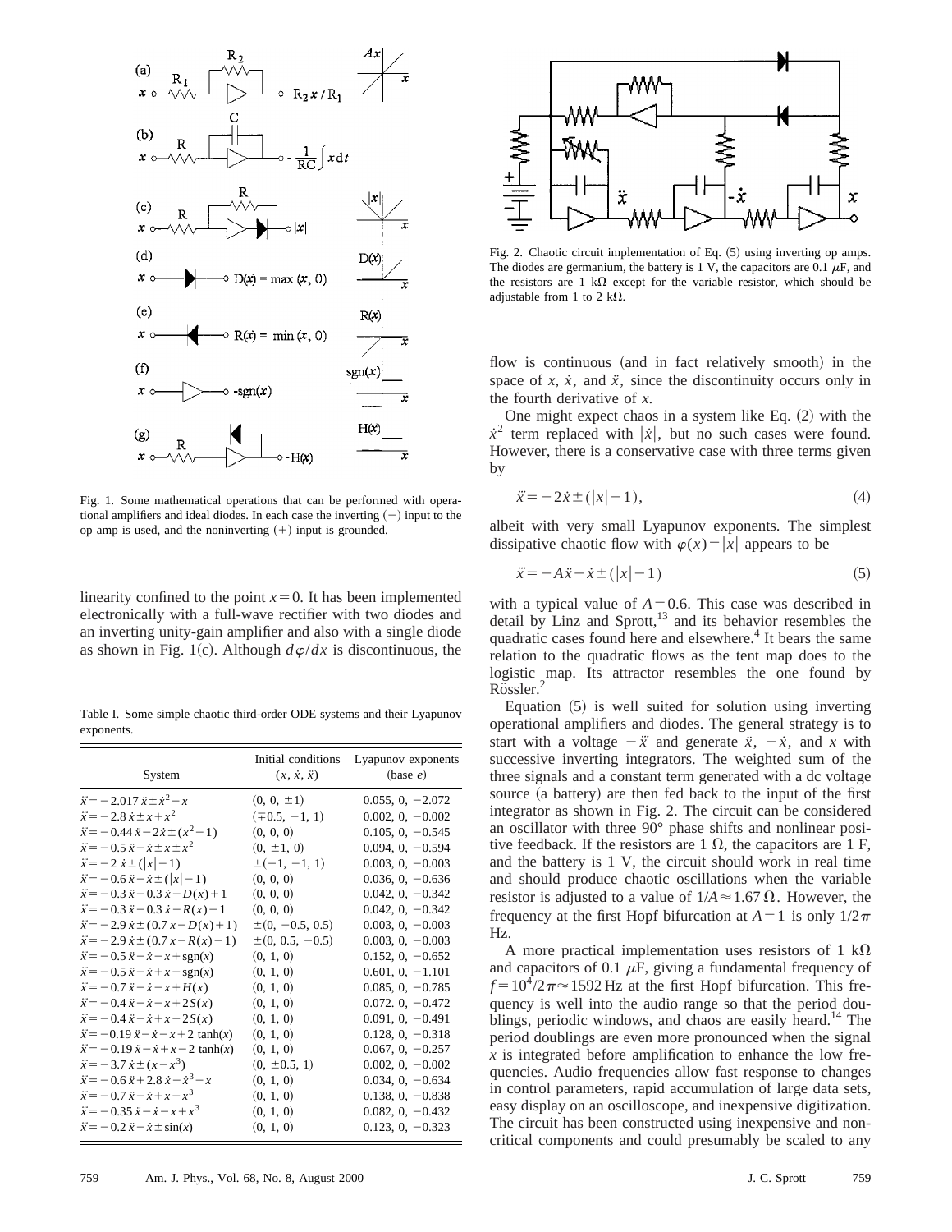Fig. 1. Some mathematical operations that can be performed with operational amplifiers and ideal diodes. In each case the inverting (−) input to the op amp is used, and the noninverting (+) input is grounded.

linearity confined to the point $x=0$. It has been implemented electronically with a full-wave rectifier with two diodes and an inverting unity-gain amplifier and also with a single diode as shown in Fig. 1(c). Although $d\varphi/dx$ is discontinuous, the flow is continuous (and in fact relatively smooth) in the space of $x$, $\dot{x}$, and $\ddot{x}$, since the discontinuity occurs only in the fourth derivative of $x$.

Table I. Some simple chaotic third-order ODE systems and their Lyapunov exponents.

| System | Initial conditions $(x, \dot{x}, \ddot{x})$ | Lyapunov exponents (base $e$) |
|---|---|---|
| $\dddot{x}=-2.017\ddot{x}\pm\dot{x}^2-x$ | $(0, 0, \pm1)$ | 0.055, 0, −2.072 |
| $\dddot{x}=-2.8\dot{x}\pm x+x^2$ | $(\mp0.5, -1, 1)$ | 0.002, 0, −0.002 |
| $\dddot{x}=-0.44\ddot{x}-2\dot{x}\pm(x^2-1)$ | $(0, 0, 0)$ | 0.105, 0, −0.545 |
| $\dddot{x}=-0.5\ddot{x}-\dot{x}\pm x\pm x^2$ | $(0, \pm1, 0)$ | 0.094, 0, −0.594 |
| $\dddot{x}=-2\dot{x}\pm(\lvert x\rvert-1)$ | $\pm(-1, -1, 1)$ | 0.003, 0, −0.003 |
| $\dddot{x}=-0.6\ddot{x}-\dot{x}\pm(\lvert x\rvert-1)$ | $(0, 0, 0)$ | 0.036, 0, −0.636 |
| $\dddot{x}=-0.3\ddot{x}-0.3\dot{x}-D(x)+1$ | $(0, 0, 0)$ | 0.042, 0, −0.342 |
| $\dddot{x}=-0.3\ddot{x}-0.3\dot{x}-R(x)-1$ | $(0, 0, 0)$ | 0.042, 0, −0.342 |
| $\dddot{x}=-2.9\dot{x}\pm(0.7x-D(x)+1)$ | $\pm(0, -0.5, 0.5)$ | 0.003, 0, −0.003 |
| $\dddot{x}=-2.9\dot{x}\pm(0.7x-R(x)-1)$ | $\pm(0, 0.5, -0.5)$ | 0.003, 0, −0.003 |
| $\dddot{x}=-0.5\ddot{x}-\dot{x}-x+\mathrm{sgn}(x)$ | $(0, 1, 0)$ | 0.152, 0, −0.652 |
| $\dddot{x}=-0.5\ddot{x}-\dot{x}+x-\mathrm{sgn}(x)$ | $(0, 1, 0)$ | 0.601, 0, −1.101 |
| $\dddot{x}=-0.7\ddot{x}-\dot{x}-x+H(x)$ | $(0, 1, 0)$ | 0.085, 0, −0.785 |
| $\dddot{x}=-0.4\ddot{x}-\dot{x}-x+2S(x)$ | $(0, 1, 0)$ | 0.072. 0, −0.472 |
| $\dddot{x}=-0.4\ddot{x}-\dot{x}+x-2S(x)$ | $(0, 1, 0)$ | 0.091, 0, −0.491 |
| $\dddot{x}=-0.19\ddot{x}-\dot{x}-x+2\tanh(x)$ | $(0, 1, 0)$ | 0.128, 0, −0.318 |
| $\dddot{x}=-0.19\ddot{x}-\dot{x}+x-2\tanh(x)$ | $(0, 1, 0)$ | 0.067, 0, −0.257 |
| $\dddot{x}=-3.7\dot{x}\pm(x-x^3)$ | $(0, \pm0.5, 1)$ | 0.002, 0, −0.002 |
| $\dddot{x}=-0.6\ddot{x}+2.8\dot{x}-\dot{x}^3-x$ | $(0, 1, 0)$ | 0.034, 0, −0.634 |
| $\dddot{x}=-0.7\ddot{x}-\dot{x}+x-x^3$ | $(0, 1, 0)$ | 0.138, 0, −0.838 |
| $\dddot{x}=-0.35\ddot{x}-\dot{x}-x+x^3$ | $(0, 1, 0)$ | 0.082, 0, −0.432 |
| $\dddot{x}=-0.2\ddot{x}-\dot{x}\pm\sin(x)$ | $(0, 1, 0)$ | 0.123, 0, −0.323 |

Fig. 2. Chaotic circuit implementation of Eq. (5) using inverting op amps. The diodes are germanium, the battery is 1 V, the capacitors are 0.1 $\mu$F, and the resistors are 1 k$\Omega$ except for the variable resistor, which should be adjustable from 1 to 2 k$\Omega$.

One might expect chaos in a system like Eq. (2) with the $\dot{x}^2$ term replaced with $|\dot{x}|$, but no such cases were found. However, there is a conservative case with three terms given by

$$\dddot{x}=-2\dot{x}\pm(|x|-1), \tag{4}$$

albeit with very small Lyapunov exponents. The simplest dissipative chaotic flow with $\varphi(x)=|x|$ appears to be

$$\dddot{x}=-A\ddot{x}-\dot{x}\pm(|x|-1) \tag{5}$$

with a typical value of $A=0.6$. This case was described in detail by Linz and Sprott,[13] and its behavior resembles the quadratic cases found here and elsewhere.[4] It bears the same relation to the quadratic flows as the tent map does to the logistic map. Its attractor resembles the one found by Rössler.[2]

Equation (5) is well suited for solution using inverting operational amplifiers and diodes. The general strategy is to start with a voltage $-\dddot{x}$ and generate $\ddot{x}$, $-\dot{x}$, and $x$ with successive inverting integrators. The weighted sum of the three signals and a constant term generated with a dc voltage source (a battery) are then fed back to the input of the first integrator as shown in Fig. 2. The circuit can be considered an oscillator with three 90° phase shifts and nonlinear positive feedback. If the resistors are 1 $\Omega$, the capacitors are 1 F, and the battery is 1 V, the circuit should work in real time and should produce chaotic oscillations when the variable resistor is adjusted to a value of $1/A\approx1.67\,\Omega$. However, the frequency at the first Hopf bifurcation at $A=1$ is only $1/2\pi$ Hz.

A more practical implementation uses resistors of 1 k$\Omega$ and capacitors of 0.1 $\mu$F, giving a fundamental frequency of $f=10^4/2\pi\approx1592$ Hz at the first Hopf bifurcation. This frequency is well into the audio range so that the period doublings, periodic windows, and chaos are easily heard.[14] The period doublings are even more pronounced when the signal $x$ is integrated before amplification to enhance the low frequencies. Audio frequencies allow fast response to changes in control parameters, rapid accumulation of large data sets, easy display on an oscilloscope, and inexpensive digitization. The circuit has been constructed using inexpensive and noncritical components and could presumably be scaled to any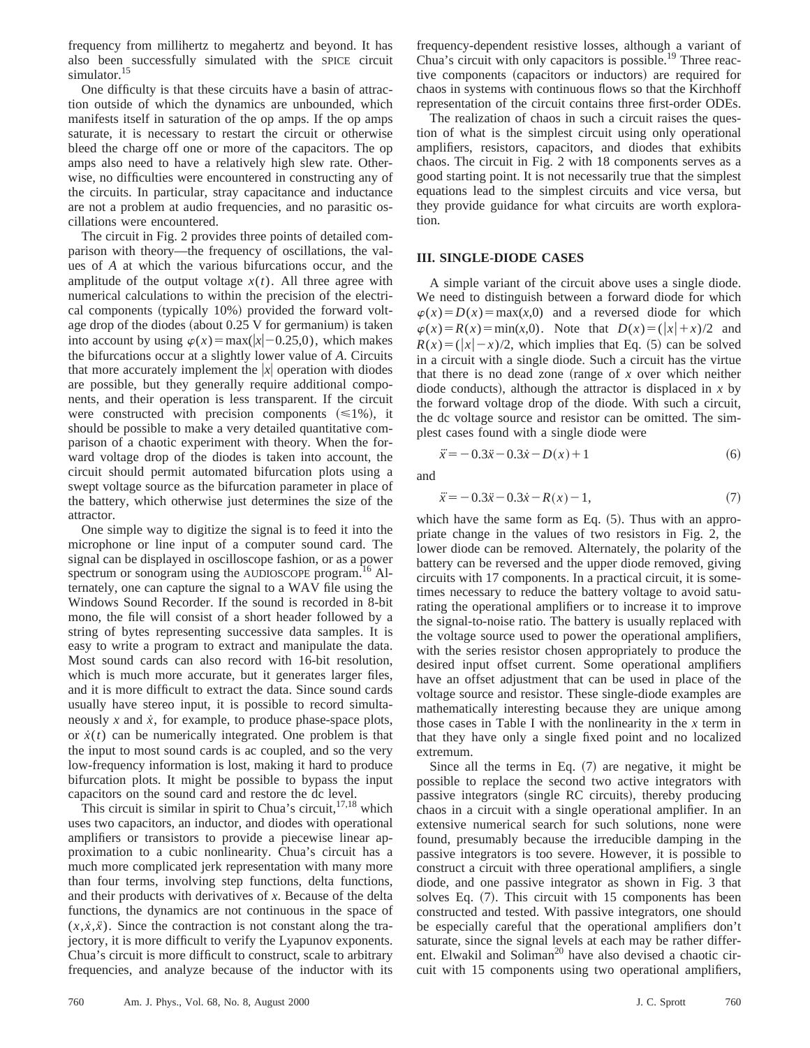frequency from millihertz to megahertz and beyond. It has also been successfully simulated with the SPICE circuit simulator.[15]

One difficulty is that these circuits have a basin of attraction outside of which the dynamics are unbounded, which manifests itself in saturation of the op amps. If the op amps saturate, it is necessary to restart the circuit or otherwise bleed the charge off one or more of the capacitors. The op amps also need to have a relatively high slew rate. Otherwise, no difficulties were encountered in constructing any of the circuits. In particular, stray capacitance and inductance are not a problem at audio frequencies, and no parasitic oscillations were encountered.

The circuit in Fig. 2 provides three points of detailed comparison with theory—the frequency of oscillations, the values of $A$ at which the various bifurcations occur, and the amplitude of the output voltage $x(t)$. All three agree with numerical calculations to within the precision of the electrical components (typically 10%) provided the forward voltage drop of the diodes (about 0.25 V for germanium) is taken into account by using $\varphi(x)=\max(|x|-0.25,0)$, which makes the bifurcations occur at a slightly lower value of $A$. Circuits that more accurately implement the $|x|$ operation with diodes are possible, but they generally require additional components, and their operation is less transparent. If the circuit were constructed with precision components ($\leqslant 1\%$), it should be possible to make a very detailed quantitative comparison of a chaotic experiment with theory. When the forward voltage drop of the diodes is taken into account, the circuit should permit automated bifurcation plots using a swept voltage source as the bifurcation parameter in place of the battery, which otherwise just determines the size of the attractor.

One simple way to digitize the signal is to feed it into the microphone or line input of a computer sound card. The signal can be displayed in oscilloscope fashion, or as a power spectrum or sonogram using the AUDIOSCOPE program.[16] Alternately, one can capture the signal to a WAV file using the Windows Sound Recorder. If the sound is recorded in 8-bit mono, the file will consist of a short header followed by a string of bytes representing successive data samples. It is easy to write a program to extract and manipulate the data. Most sound cards can also record with 16-bit resolution, which is much more accurate, but it generates larger files, and it is more difficult to extract the data. Since sound cards usually have stereo input, it is possible to record simultaneously $x$ and $\dot{x}$, for example, to produce phase-space plots, or $\dot{x}(t)$ can be numerically integrated. One problem is that the input to most sound cards is ac coupled, and so the very low-frequency information is lost, making it hard to produce bifurcation plots. It might be possible to bypass the input capacitors on the sound card and restore the dc level.

This circuit is similar in spirit to Chua's circuit,[17,18] which uses two capacitors, an inductor, and diodes with operational amplifiers or transistors to provide a piecewise linear approximation to a cubic nonlinearity. Chua's circuit has a much more complicated jerk representation with many more than four terms, involving step functions, delta functions, and their products with derivatives of $x$. Because of the delta functions, the dynamics are not continuous in the space of $(x,\dot{x},\ddot{x})$. Since the contraction is not constant along the trajectory, it is more difficult to verify the Lyapunov exponents. Chua's circuit is more difficult to construct, scale to arbitrary frequencies, and analyze because of the inductor with its frequency-dependent resistive losses, although a variant of Chua's circuit with only capacitors is possible.[19] Three reactive components (capacitors or inductors) are required for chaos in systems with continuous flows so that the Kirchhoff representation of the circuit contains three first-order ODEs.

The realization of chaos in such a circuit raises the question of what is the simplest circuit using only operational amplifiers, resistors, capacitors, and diodes that exhibits chaos. The circuit in Fig. 2 with 18 components serves as a good starting point. It is not necessarily true that the simplest equations lead to the simplest circuits and vice versa, but they provide guidance for what circuits are worth exploration.

## III. SINGLE-DIODE CASES

A simple variant of the circuit above uses a single diode. We need to distinguish between a forward diode for which $\varphi(x)=D(x)=\max(x,0)$ and a reversed diode for which $\varphi(x)=R(x)=\min(x,0)$. Note that $D(x)=(|x|+x)/2$ and $R(x)=(|x|-x)/2$, which implies that Eq. (5) can be solved in a circuit with a single diode. Such a circuit has the virtue that there is no dead zone (range of $x$ over which neither diode conducts), although the attractor is displaced in $x$ by the forward voltage drop of the diode. With such a circuit, the dc voltage source and resistor can be omitted. The simplest cases found with a single diode were

$$\dddot{x}=-0.3\ddot{x}-0.3\dot{x}-D(x)+1 \tag{6}$$

and

$$\dddot{x}=-0.3\ddot{x}-0.3\dot{x}-R(x)-1, \tag{7}$$

which have the same form as Eq. (5). Thus with an appropriate change in the values of two resistors in Fig. 2, the lower diode can be removed. Alternately, the polarity of the battery can be reversed and the upper diode removed, giving circuits with 17 components. In a practical circuit, it is sometimes necessary to reduce the battery voltage to avoid saturating the operational amplifiers or to increase it to improve the signal-to-noise ratio. The battery is usually replaced with the voltage source used to power the operational amplifiers, with the series resistor chosen appropriately to produce the desired input offset current. Some operational amplifiers have an offset adjustment that can be used in place of the voltage source and resistor. These single-diode examples are mathematically interesting because they are unique among those cases in Table I with the nonlinearity in the $x$ term in that they have only a single fixed point and no localized extremum.

Since all the terms in Eq. (7) are negative, it might be possible to replace the second two active integrators with passive integrators (single RC circuits), thereby producing chaos in a circuit with a single operational amplifier. In an extensive numerical search for such solutions, none were found, presumably because the irreducible damping in the passive integrators is too severe. However, it is possible to construct a circuit with three operational amplifiers, a single diode, and one passive integrator as shown in Fig. 3 that solves Eq. (7). This circuit with 15 components has been constructed and tested. With passive integrators, one should be especially careful that the operational amplifiers don't saturate, since the signal levels at each may be rather different. Elwakil and Soliman[20] have also devised a chaotic circuit with 15 components using two operational amplifiers,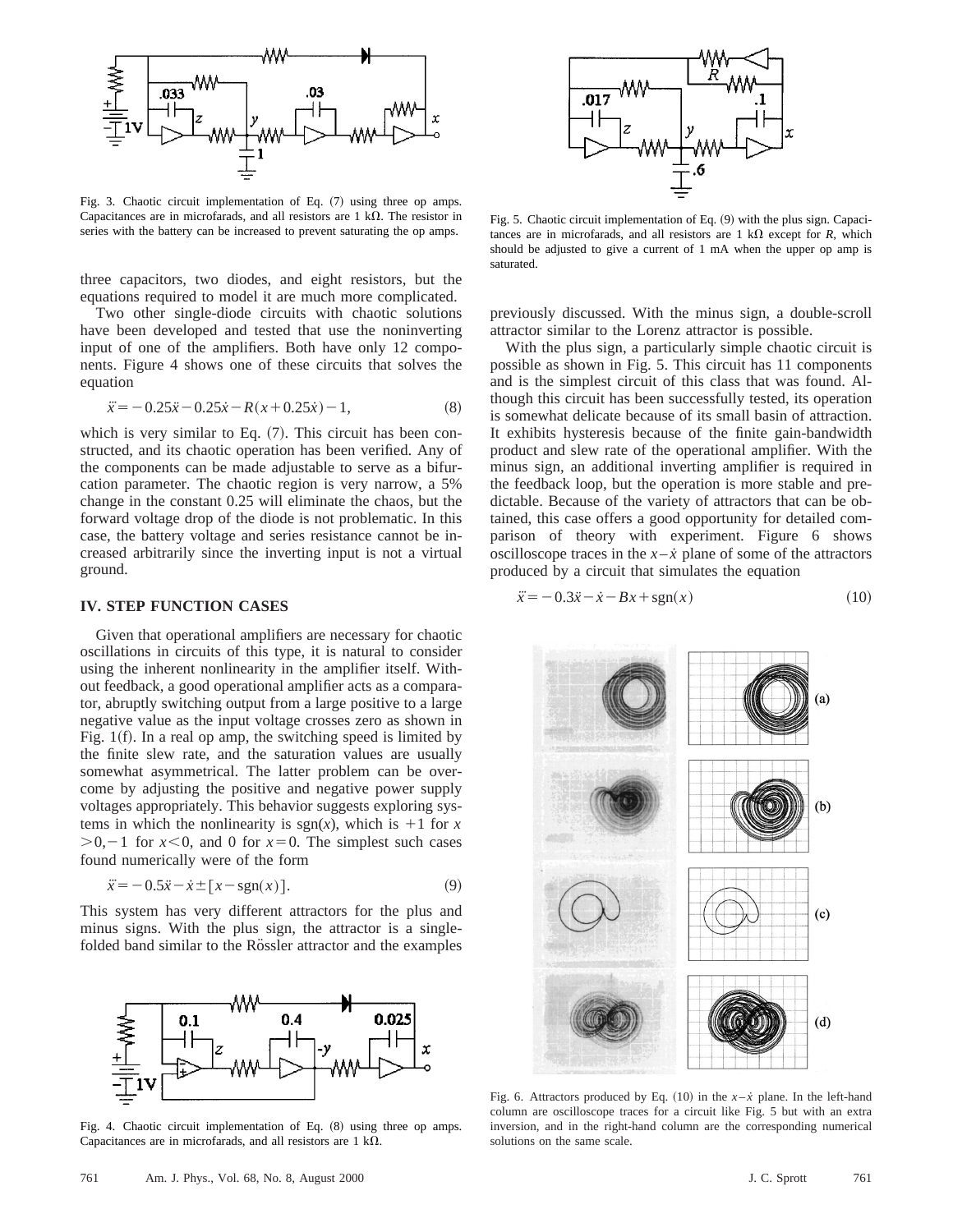Fig. 3. Chaotic circuit implementation of Eq. (7) using three op amps. Capacitances are in microfarads, and all resistors are 1 kΩ. The resistor in series with the battery can be increased to prevent saturating the op amps.

three capacitors, two diodes, and eight resistors, but the equations required to model it are much more complicated.

Two other single-diode circuits with chaotic solutions have been developed and tested that use the noninverting input of one of the amplifiers. Both have only 12 components. Figure 4 shows one of these circuits that solves the equation

$$\dddot{x} = -0.25\ddot{x} - 0.25\dot{x} - R(x + 0.25\dot{x}) - 1, \quad (8)$$

which is very similar to Eq. (7). This circuit has been constructed, and its chaotic operation has been verified. Any of the components can be made adjustable to serve as a bifurcation parameter. The chaotic region is very narrow, a 5% change in the constant 0.25 will eliminate the chaos, but the forward voltage drop of the diode is not problematic. In this case, the battery voltage and series resistance cannot be increased arbitrarily since the inverting input is not a virtual ground.

## IV. STEP FUNCTION CASES

Given that operational amplifiers are necessary for chaotic oscillations in circuits of this type, it is natural to consider using the inherent nonlinearity in the amplifier itself. Without feedback, a good operational amplifier acts as a comparator, abruptly switching output from a large positive to a large negative value as the input voltage crosses zero as shown in Fig. 1(f). In a real op amp, the switching speed is limited by the finite slew rate, and the saturation values are usually somewhat asymmetrical. The latter problem can be overcome by adjusting the positive and negative power supply voltages appropriately. This behavior suggests exploring systems in which the nonlinearity is $\mathrm{sgn}(x)$, which is $+1$ for $x > 0$, $-1$ for $x < 0$, and 0 for $x = 0$. The simplest such cases found numerically were of the form

$$\dddot{x} = -0.5\ddot{x} - \dot{x} \pm [x - \mathrm{sgn}(x)]. \quad (9)$$

This system has very different attractors for the plus and minus signs. With the plus sign, the attractor is a single-folded band similar to the Rössler attractor and the examples

Fig. 4. Chaotic circuit implementation of Eq. (8) using three op amps. Capacitances are in microfarads, and all resistors are 1 kΩ.

Fig. 5. Chaotic circuit implementation of Eq. (9) with the plus sign. Capacitances are in microfarads, and all resistors are 1 kΩ except for $R$, which should be adjusted to give a current of 1 mA when the upper op amp is saturated.

previously discussed. With the minus sign, a double-scroll attractor similar to the Lorenz attractor is possible.

With the plus sign, a particularly simple chaotic circuit is possible as shown in Fig. 5. This circuit has 11 components and is the simplest circuit of this class that was found. Although this circuit has been successfully tested, its operation is somewhat delicate because of its small basin of attraction. It exhibits hysteresis because of the finite gain-bandwidth product and slew rate of the operational amplifier. With the minus sign, an additional inverting amplifier is required in the feedback loop, but the operation is more stable and predictable. Because of the variety of attractors that can be obtained, this case offers a good opportunity for detailed comparison of theory with experiment. Figure 6 shows oscilloscope traces in the $x$–$\dot{x}$ plane of some of the attractors produced by a circuit that simulates the equation

$$\dddot{x} = -0.3\ddot{x} - \dot{x} - Bx + \mathrm{sgn}(x) \quad (10)$$

Fig. 6. Attractors produced by Eq. (10) in the $x$–$\dot{x}$ plane. In the left-hand column are oscilloscope traces for a circuit like Fig. 5 but with an extra inversion, and in the right-hand column are the corresponding numerical solutions on the same scale.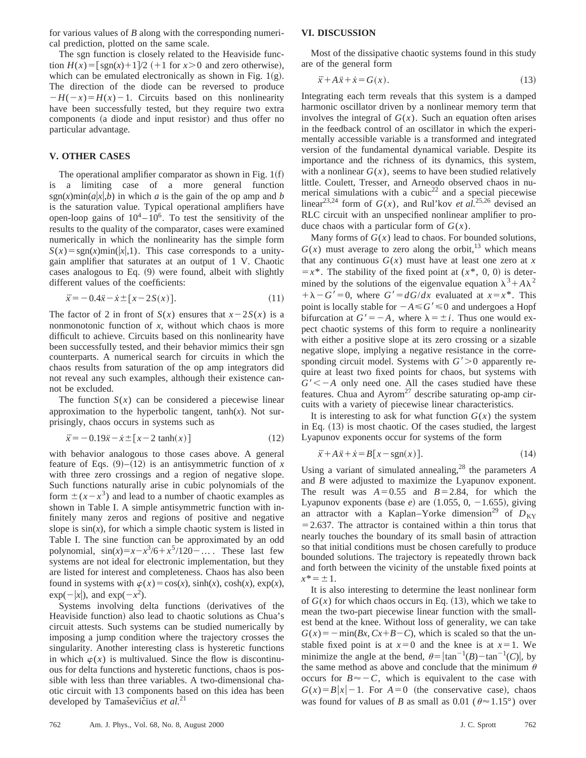for various values of $B$ along with the corresponding numerical prediction, plotted on the same scale.

The sgn function is closely related to the Heaviside function $H(x) = [\mathrm{sgn}(x)+1]/2$ (+1 for $x>0$ and zero otherwise), which can be emulated electronically as shown in Fig. 1(g). The direction of the diode can be reversed to produce $-H(-x) = H(x) - 1$. Circuits based on this nonlinearity have been successfully tested, but they require two extra components (a diode and input resistor) and thus offer no particular advantage.

## V. OTHER CASES

The operational amplifier comparator as shown in Fig. 1(f) is a limiting case of a more general function $\mathrm{sgn}(x)\min(a|x|,b)$ in which $a$ is the gain of the op amp and $b$ is the saturation value. Typical operational amplifiers have open-loop gains of $10^4$–$10^6$. To test the sensitivity of the results to the quality of the comparator, cases were examined numerically in which the nonlinearity has the simple form $S(x) = \mathrm{sgn}(x)\min(|x|,1)$. This case corresponds to a unity-gain amplifier that saturates at an output of 1 V. Chaotic cases analogous to Eq. (9) were found, albeit with slightly different values of the coefficients:

$$\dddot{x} = -0.4\ddot{x} - \dot{x} \pm [x - 2S(x)]. \tag{11}$$

The factor of 2 in front of $S(x)$ ensures that $x - 2S(x)$ is a nonmonotonic function of $x$, without which chaos is more difficult to achieve. Circuits based on this nonlinearity have been successfully tested, and their behavior mimics their sgn counterparts. A numerical search for circuits in which the chaos results from saturation of the op amp integrators did not reveal any such examples, although their existence cannot be excluded.

The function $S(x)$ can be considered a piecewise linear approximation to the hyperbolic tangent, $\tanh(x)$. Not surprisingly, chaos occurs in systems such as

$$\dddot{x} = -0.19\ddot{x} - \dot{x} \pm [x - 2\tanh(x)] \tag{12}$$

with behavior analogous to those cases above. A general feature of Eqs. (9)–(12) is an antisymmetric function of $x$ with three zero crossings and a region of negative slope. Such functions naturally arise in cubic polynomials of the form $\pm(x - x^3)$ and lead to a number of chaotic examples as shown in Table I. A simple antisymmetric function with infinitely many zeros and regions of positive and negative slope is $\sin(x)$, for which a simple chaotic system is listed in Table I. The sine function can be approximated by an odd polynomial, $\sin(x) = x - x^3/6 + x^5/120 - \ldots$. These last few systems are not ideal for electronic implementation, but they are listed for interest and completeness. Chaos has also been found in systems with $\varphi(x) = \cos(x)$, $\sinh(x)$, $\cosh(x)$, $\exp(x)$, $\exp(-|x|)$, and $\exp(-x^2)$.

Systems involving delta functions (derivatives of the Heaviside function) also lead to chaotic solutions as Chua's circuit attests. Such systems can be studied numerically by imposing a jump condition where the trajectory crosses the singularity. Another interesting class is hysteretic functions in which $\varphi(x)$ is multivalued. Since the flow is discontinuous for delta functions and hysteretic functions, chaos is possible with less than three variables. A two-dimensional chaotic circuit with 13 components based on this idea has been developed by Tamaševičius *et al.*[21]

## VI. DISCUSSION

Most of the dissipative chaotic systems found in this study are of the general form

$$\dddot{x} + A\ddot{x} + \dot{x} = G(x). \tag{13}$$

Integrating each term reveals that this system is a damped harmonic oscillator driven by a nonlinear memory term that involves the integral of $G(x)$. Such an equation often arises in the feedback control of an oscillator in which the experimentally accessible variable is a transformed and integrated version of the fundamental dynamical variable. Despite its importance and the richness of its dynamics, this system, with a nonlinear $G(x)$, seems to have been studied relatively little. Coulett, Tresser, and Arneodo observed chaos in numerical simulations with a cubic[22] and a special piecewise linear[23,24] form of $G(x)$, and Rul'kov *et al.*[25,26] devised an RLC circuit with an unspecified nonlinear amplifier to produce chaos with a particular form of $G(x)$.

Many forms of $G(x)$ lead to chaos. For bounded solutions, $G(x)$ must average to zero along the orbit,[13] which means that any continuous $G(x)$ must have at least one zero at $x = x^*$. The stability of the fixed point at $(x^*, 0, 0)$ is determined by the solutions of the eigenvalue equation $\lambda^3 + A\lambda^2 + \lambda - G' = 0$, where $G' = dG/dx$ evaluated at $x = x^*$. This point is locally stable for $-A \leq G' \leq 0$ and undergoes a Hopf bifurcation at $G' = -A$, where $\lambda = \pm i$. Thus one would expect chaotic systems of this form to require a nonlinearity with either a positive slope at its zero crossing or a sizable negative slope, implying a negative resistance in the corresponding circuit model. Systems with $G' > 0$ apparently require at least two fixed points for chaos, but systems with $G' < -A$ only need one. All the cases studied have these features. Chua and Ayrom[27] describe saturating op-amp circuits with a variety of piecewise linear characteristics.

It is interesting to ask for what function $G(x)$ the system in Eq. (13) is most chaotic. Of the cases studied, the largest Lyapunov exponents occur for systems of the form

$$\dddot{x} + A\ddot{x} + \dot{x} = B[x - \mathrm{sgn}(x)]. \tag{14}$$

Using a variant of simulated annealing,[28] the parameters $A$ and $B$ were adjusted to maximize the Lyapunov exponent. The result was $A = 0.55$ and $B = 2.84$, for which the Lyapunov exponents (base $e$) are $(1.055, 0, -1.655)$, giving an attractor with a Kaplan–Yorke dimension[29] of $D_{KY} = 2.637$. The attractor is contained within a thin torus that nearly touches the boundary of its small basin of attraction so that initial conditions must be chosen carefully to produce bounded solutions. The trajectory is repeatedly thrown back and forth between the vicinity of the unstable fixed points at $x^* = \pm 1$.

It is also interesting to determine the least nonlinear form of $G(x)$ for which chaos occurs in Eq. (13), which we take to mean the two-part piecewise linear function with the smallest bend at the knee. Without loss of generality, we can take $G(x) = -\min(Bx, Cx + B - C)$, which is scaled so that the unstable fixed point is at $x = 0$ and the knee is at $x = 1$. We minimize the angle at the bend, $\theta = |\tan^{-1}(B) - \tan^{-1}(C)|$, by the same method as above and conclude that the minimum $\theta$ occurs for $B \approx -C$, which is equivalent to the case with $G(x) = B|x| - 1$. For $A = 0$ (the conservative case), chaos was found for values of $B$ as small as 0.01 ($\theta \approx 1.15°$) over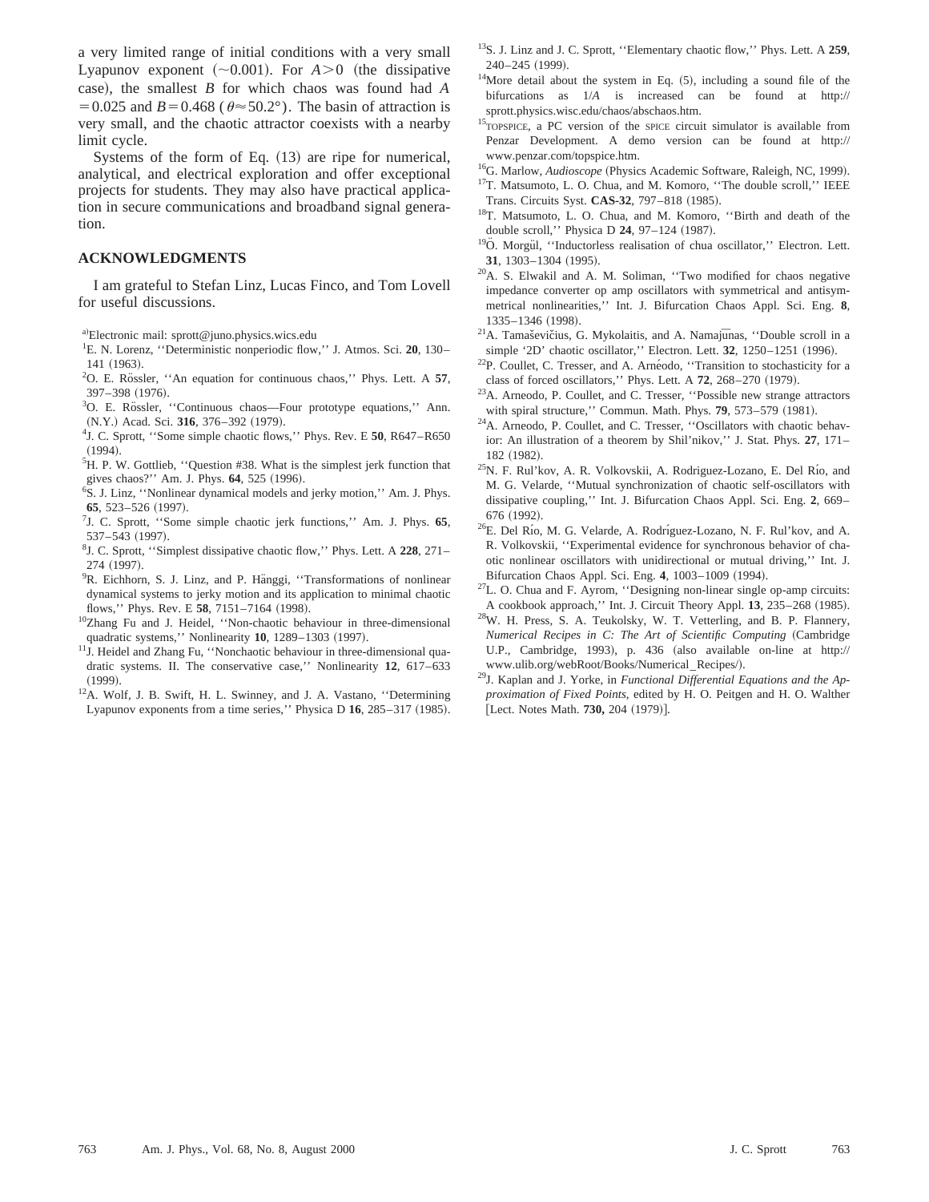a very limited range of initial conditions with a very small Lyapunov exponent ($\sim 0.001$). For $A > 0$ (the dissipative case), the smallest $B$ for which chaos was found had $A = 0.025$ and $B = 0.468$ ($\theta \approx 50.2°$). The basin of attraction is very small, and the chaotic attractor coexists with a nearby limit cycle.

Systems of the form of Eq. (13) are ripe for numerical, analytical, and electrical exploration and offer exceptional projects for students. They may also have practical application in secure communications and broadband signal generation.

## ACKNOWLEDGMENTS

I am grateful to Stefan Linz, Lucas Finco, and Tom Lovell for useful discussions.

[a]Electronic mail: sprott@juno.physics.wics.edu

[1]E. N. Lorenz, ''Deterministic nonperiodic flow,'' J. Atmos. Sci. **20**, 130–141 (1963).

[2]O. E. Rössler, ''An equation for continuous chaos,'' Phys. Lett. A **57**, 397–398 (1976).

[3]O. E. Rössler, ''Continuous chaos—Four prototype equations,'' Ann. (N.Y.) Acad. Sci. **316**, 376–392 (1979).

[4]J. C. Sprott, ''Some simple chaotic flows,'' Phys. Rev. E **50**, R647–R650 (1994).

[5]H. P. W. Gottlieb, ''Question #38. What is the simplest jerk function that gives chaos?'' Am. J. Phys. **64**, 525 (1996).

[6]S. J. Linz, ''Nonlinear dynamical models and jerky motion,'' Am. J. Phys. **65**, 523–526 (1997).

[7]J. C. Sprott, ''Some simple chaotic jerk functions,'' Am. J. Phys. **65**, 537–543 (1997).

[8]J. C. Sprott, ''Simplest dissipative chaotic flow,'' Phys. Lett. A **228**, 271–274 (1997).

[9]R. Eichhorn, S. J. Linz, and P. Hänggi, ''Transformations of nonlinear dynamical systems to jerky motion and its application to minimal chaotic flows,'' Phys. Rev. E **58**, 7151–7164 (1998).

[10]Zhang Fu and J. Heidel, ''Non-chaotic behaviour in three-dimensional quadratic systems,'' Nonlinearity **10**, 1289–1303 (1997).

[11]J. Heidel and Zhang Fu, ''Nonchaotic behaviour in three-dimensional quadratic systems. II. The conservative case,'' Nonlinearity **12**, 617–633 (1999).

[12]A. Wolf, J. B. Swift, H. L. Swinney, and J. A. Vastano, ''Determining Lyapunov exponents from a time series,'' Physica D **16**, 285–317 (1985).

[13]S. J. Linz and J. C. Sprott, ''Elementary chaotic flow,'' Phys. Lett. A **259**, 240–245 (1999).

[14]More detail about the system in Eq. (5), including a sound file of the bifurcations as $1/A$ is increased can be found at http://sprott.physics.wisc.edu/chaos/abschaos.htm.

[15]TOPSPICE, a PC version of the SPICE circuit simulator is available from Penzar Development. A demo version can be found at http://www.penzar.com/topspice.htm.

[16]G. Marlow, *Audioscope* (Physics Academic Software, Raleigh, NC, 1999).

[17]T. Matsumoto, L. O. Chua, and M. Komoro, ''The double scroll,'' IEEE Trans. Circuits Syst. **CAS-32**, 797–818 (1985).

[18]T. Matsumoto, L. O. Chua, and M. Komoro, ''Birth and death of the double scroll,'' Physica D **24**, 97–124 (1987).

[19]Ö. Morgül, ''Inductorless realisation of chua oscillator,'' Electron. Lett. **31**, 1303–1304 (1995).

[20]A. S. Elwakil and A. M. Soliman, ''Two modified for chaos negative impedance converter op amp oscillators with symmetrical and antisymmetrical nonlinearities,'' Int. J. Bifurcation Chaos Appl. Sci. Eng. **8**, 1335–1346 (1998).

[21]A. Tamaševičius, G. Mykolaitis, and A. Namajūnas, ''Double scroll in a simple '2D' chaotic oscillator,'' Electron. Lett. **32**, 1250–1251 (1996).

[22]P. Coullet, C. Tresser, and A. Arnéodo, ''Transition to stochasticity for a class of forced oscillators,'' Phys. Lett. A **72**, 268–270 (1979).

[23]A. Arneodo, P. Coullet, and C. Tresser, ''Possible new strange attractors with spiral structure,'' Commun. Math. Phys. **79**, 573–579 (1981).

[24]A. Arneodo, P. Coullet, and C. Tresser, ''Oscillators with chaotic behavior: An illustration of a theorem by Shil'nikov,'' J. Stat. Phys. **27**, 171–182 (1982).

[25]N. F. Rul'kov, A. R. Volkovskii, A. Rodriguez-Lozano, E. Del Río, and M. G. Velarde, ''Mutual synchronization of chaotic self-oscillators with dissipative coupling,'' Int. J. Bifurcation Chaos Appl. Sci. Eng. **2**, 669–676 (1992).

[26]E. Del Río, M. G. Velarde, A. Rodríguez-Lozano, N. F. Rul'kov, and A. R. Volkovskii, ''Experimental evidence for synchronous behavior of chaotic nonlinear oscillators with unidirectional or mutual driving,'' Int. J. Bifurcation Chaos Appl. Sci. Eng. **4**, 1003–1009 (1994).

[27]L. O. Chua and F. Ayrom, ''Designing non-linear single op-amp circuits: A cookbook approach,'' Int. J. Circuit Theory Appl. **13**, 235–268 (1985).

[28]W. H. Press, S. A. Teukolsky, W. T. Vetterling, and B. P. Flannery, *Numerical Recipes in C: The Art of Scientific Computing* (Cambridge U.P., Cambridge, 1993), p. 436 (also available on-line at http://www.ulib.org/webRoot/Books/Numerical_Recipes/).

[29]J. Kaplan and J. Yorke, in *Functional Differential Equations and the Approximation of Fixed Points*, edited by H. O. Peitgen and H. O. Walther [Lect. Notes Math. **730,** 204 (1979)].